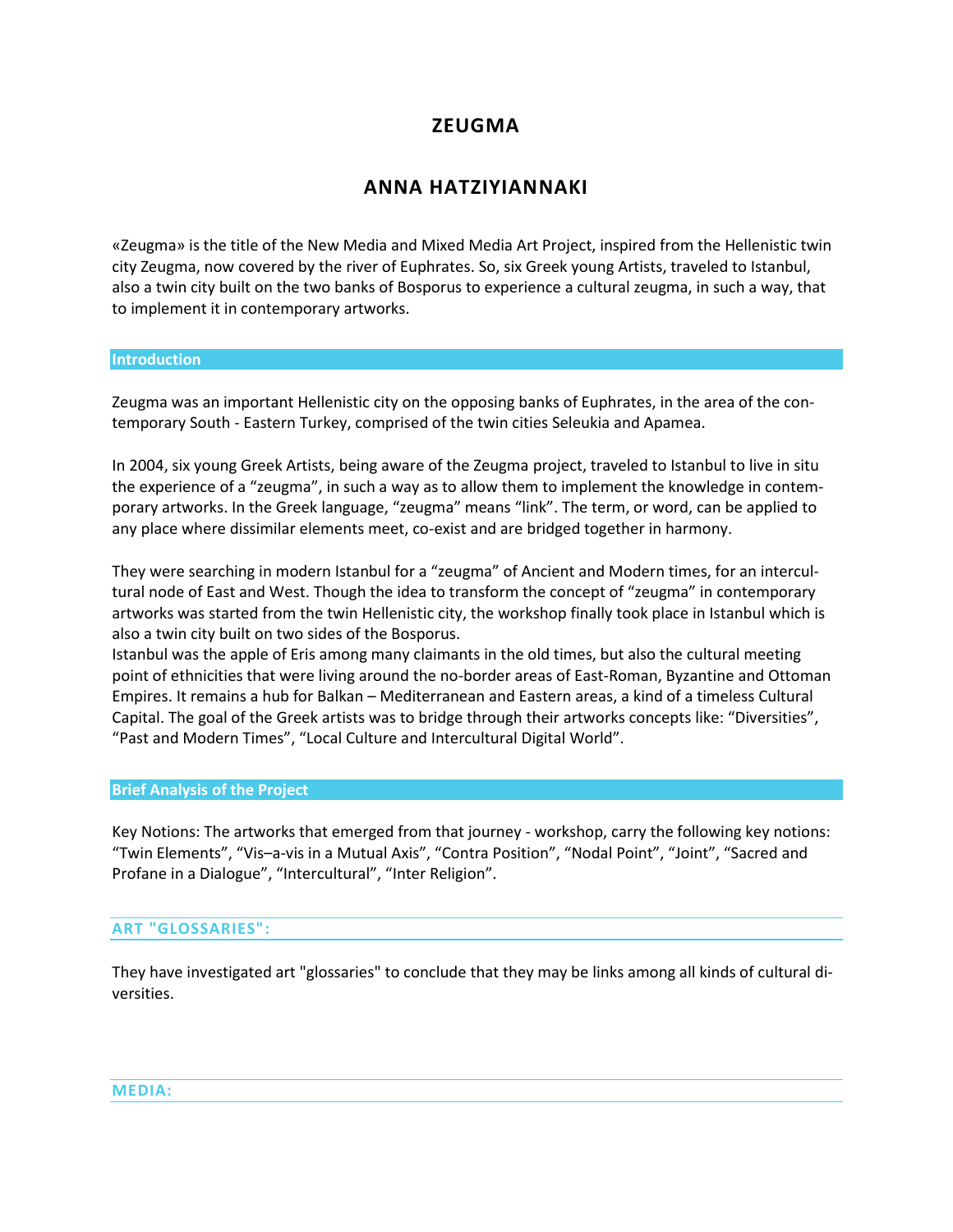# ZEUGMA

## ANNA HATZIYIANNAKI

«Zeugma» is the title of the New Media and Mixed Media Art Project, inspired from the Hellenistic twin city Zeugma, now covered by the river of Euphrates. So, six Greek young Artists, traveled to Istanbul, also a twin city built on the two banks of Bosporus to experience a cultural zeugma, in such a way, that to implement it in contemporary artworks.

## Introduction

Zeugma was an important Hellenistic city on the opposing banks of Euphrates, in the area of the contemporary South - Eastern Turkey, comprised of the twin cities Seleukia and Apamea.

In 2004, six young Greek Artists, being aware of the Zeugma project, traveled to Istanbul to live in situ the experience of a "zeugma", in such a way as to allow them to implement the knowledge in contemporary artworks. In the Greek language, "zeugma" means "link". The term, or word, can be applied to any place where dissimilar elements meet, co-exist and are bridged together in harmony.

They were searching in modern Istanbul for a "zeugma" of Ancient and Modern times, for an intercultural node of East and West. Though the idea to transform the concept of "zeugma" in contemporary artworks was started from the twin Hellenistic city, the workshop finally took place in Istanbul which is also a twin city built on two sides of the Bosporus.
Istanbul was the apple of Eris among many claimants in the old times, but also the cultural meeting point of ethnicities that were living around the no-border areas of East-Roman, Byzantine and Ottoman Empires. It remains a hub for Balkan – Mediterranean and Eastern areas, a kind of a timeless Cultural Capital. The goal of the Greek artists was to bridge through their artworks concepts like: "Diversities", "Past and Modern Times", "Local Culture and Intercultural Digital World".

## Brief Analysis of the Project

Key Notions: The artworks that emerged from that journey - workshop, carry the following key notions: "Twin Elements", "Vis–a-vis in a Mutual Axis", "Contra Position", "Nodal Point", "Joint", "Sacred and Profane in a Dialogue", "Intercultural", "Inter Religion".

### ART "GLOSSARIES":

They have investigated art "glossaries" to conclude that they may be links among all kinds of cultural diversities.

### MEDIA: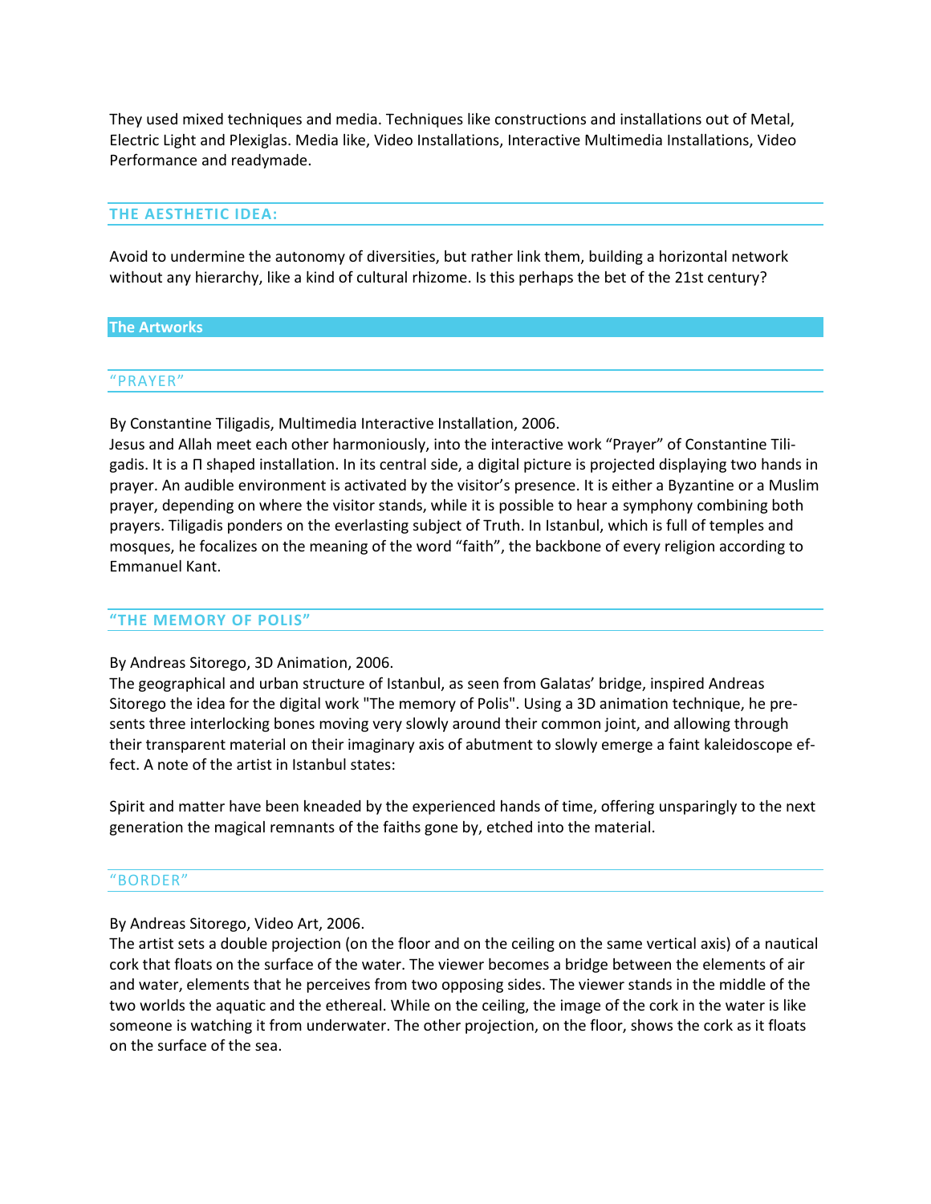They used mixed techniques and media. Techniques like constructions and installations out of Metal, Electric Light and Plexiglas. Media like, Video Installations, Interactive Multimedia Installations, Video Performance and readymade.

## THE AESTHETIC IDEA:

Avoid to undermine the autonomy of diversities, but rather link them, building a horizontal network without any hierarchy, like a kind of cultural rhizome. Is this perhaps the bet of the 21st century?

## The Artworks

### "PRAYER"

By Constantine Tiligadis, Multimedia Interactive Installation, 2006.
Jesus and Allah meet each other harmoniously, into the interactive work "Prayer" of Constantine Tiligadis. It is a Π shaped installation. In its central side, a digital picture is projected displaying two hands in prayer. An audible environment is activated by the visitor's presence. It is either a Byzantine or a Muslim prayer, depending on where the visitor stands, while it is possible to hear a symphony combining both prayers. Tiligadis ponders on the everlasting subject of Truth. In Istanbul, which is full of temples and mosques, he focalizes on the meaning of the word "faith", the backbone of every religion according to Emmanuel Kant.

### "THE MEMORY OF POLIS"

By Andreas Sitorego, 3D Animation, 2006.
The geographical and urban structure of Istanbul, as seen from Galatas' bridge, inspired Andreas Sitorego the idea for the digital work "The memory of Polis". Using a 3D animation technique, he presents three interlocking bones moving very slowly around their common joint, and allowing through their transparent material on their imaginary axis of abutment to slowly emerge a faint kaleidoscope effect. A note of the artist in Istanbul states:

Spirit and matter have been kneaded by the experienced hands of time, offering unsparingly to the next generation the magical remnants of the faiths gone by, etched into the material.

### "BORDER"

By Andreas Sitorego, Video Art, 2006.
The artist sets a double projection (on the floor and on the ceiling on the same vertical axis) of a nautical cork that floats on the surface of the water. The viewer becomes a bridge between the elements of air and water, elements that he perceives from two opposing sides. The viewer stands in the middle of the two worlds the aquatic and the ethereal. While on the ceiling, the image of the cork in the water is like someone is watching it from underwater. The other projection, on the floor, shows the cork as it floats on the surface of the sea.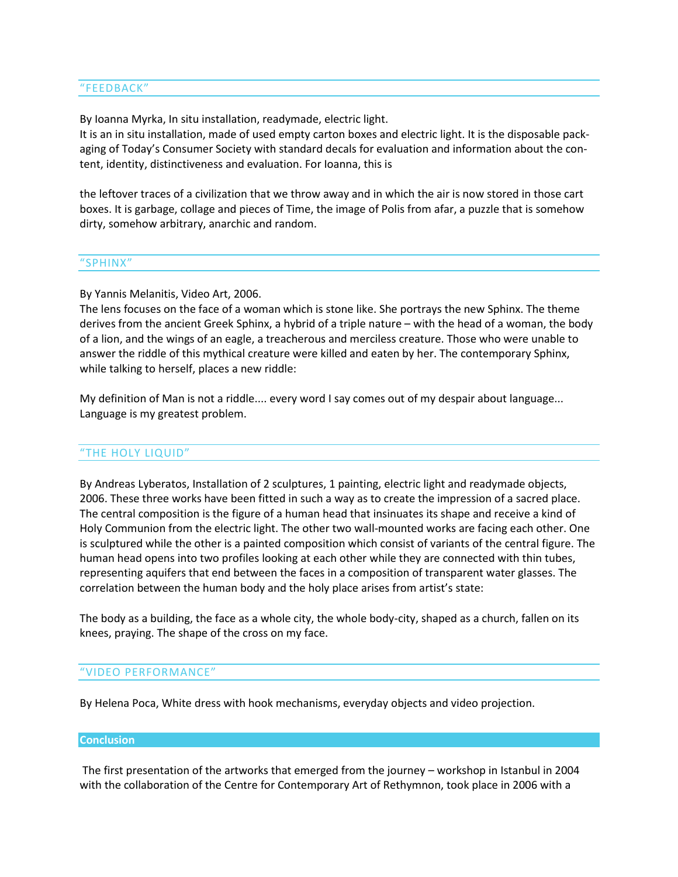## “FEEDBACK”

By Ioanna Myrka, In situ installation, readymade, electric light.
It is an in situ installation, made of used empty carton boxes and electric light. It is the disposable packaging of Today’s Consumer Society with standard decals for evaluation and information about the content, identity, distinctiveness and evaluation. For Ioanna, this is

the leftover traces of a civilization that we throw away and in which the air is now stored in those cart boxes. It is garbage, collage and pieces of Time, the image of Polis from afar, a puzzle that is somehow dirty, somehow arbitrary, anarchic and random.

## “SPHINX”

By Yannis Melanitis, Video Art, 2006.
The lens focuses on the face of a woman which is stone like. She portrays the new Sphinx. The theme derives from the ancient Greek Sphinx, a hybrid of a triple nature – with the head of a woman, the body of a lion, and the wings of an eagle, a treacherous and merciless creature. Those who were unable to answer the riddle of this mythical creature were killed and eaten by her. The contemporary Sphinx, while talking to herself, places a new riddle:

My definition of Man is not a riddle.... every word I say comes out of my despair about language... Language is my greatest problem.

## “THE HOLY LIQUID”

By Andreas Lyberatos, Installation of 2 sculptures, 1 painting, electric light and readymade objects, 2006. These three works have been fitted in such a way as to create the impression of a sacred place. The central composition is the figure of a human head that insinuates its shape and receive a kind of Holy Communion from the electric light. The other two wall-mounted works are facing each other. One is sculptured while the other is a painted composition which consist of variants of the central figure. The human head opens into two profiles looking at each other while they are connected with thin tubes, representing aquifers that end between the faces in a composition of transparent water glasses. The correlation between the human body and the holy place arises from artist’s state:

The body as a building, the face as a whole city, the whole body-city, shaped as a church, fallen on its knees, praying. The shape of the cross on my face.

## “VIDEO PERFORMANCE”

By Helena Poca, White dress with hook mechanisms, everyday objects and video projection.

## Conclusion

The first presentation of the artworks that emerged from the journey – workshop in Istanbul in 2004 with the collaboration of the Centre for Contemporary Art of Rethymnon, took place in 2006 with a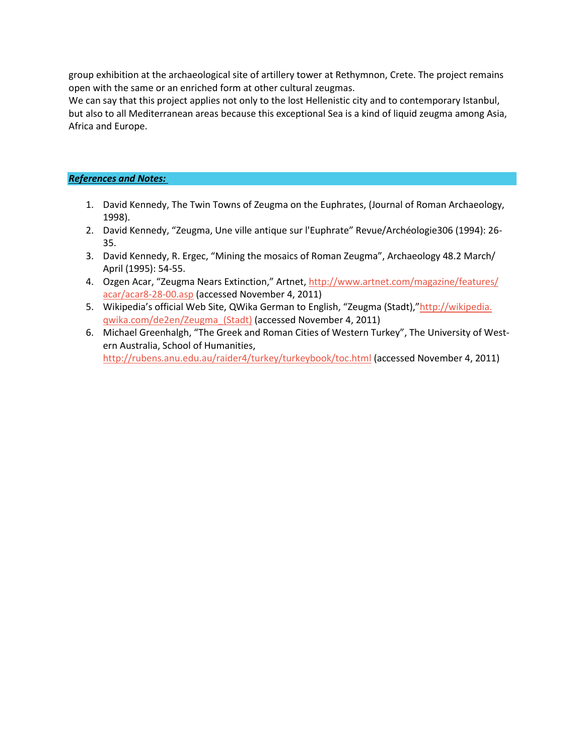group exhibition at the archaeological site of artillery tower at Rethymnon, Crete. The project remains open with the same or an enriched form at other cultural zeugmas.

We can say that this project applies not only to the lost Hellenistic city and to contemporary Istanbul, but also to all Mediterranean areas because this exceptional Sea is a kind of liquid zeugma among Asia, Africa and Europe.

***References and Notes:***

1. David Kennedy, The Twin Towns of Zeugma on the Euphrates, (Journal of Roman Archaeology, 1998).
2. David Kennedy, "Zeugma, Une ville antique sur l'Euphrate" Revue/Archéologie306 (1994): 26-35.
3. David Kennedy, R. Ergec, "Mining the mosaics of Roman Zeugma", Archaeology 48.2 March/April (1995): 54-55.
4. Ozgen Acar, "Zeugma Nears Extinction," Artnet, http://www.artnet.com/magazine/features/acar/acar8-28-00.asp (accessed November 4, 2011)
5. Wikipedia's official Web Site, QWika German to English, "Zeugma (Stadt),"http://wikipedia.qwika.com/de2en/Zeugma_(Stadt) (accessed November 4, 2011)
6. Michael Greenhalgh, "The Greek and Roman Cities of Western Turkey", The University of Western Australia, School of Humanities, http://rubens.anu.edu.au/raider4/turkey/turkeybook/toc.html (accessed November 4, 2011)